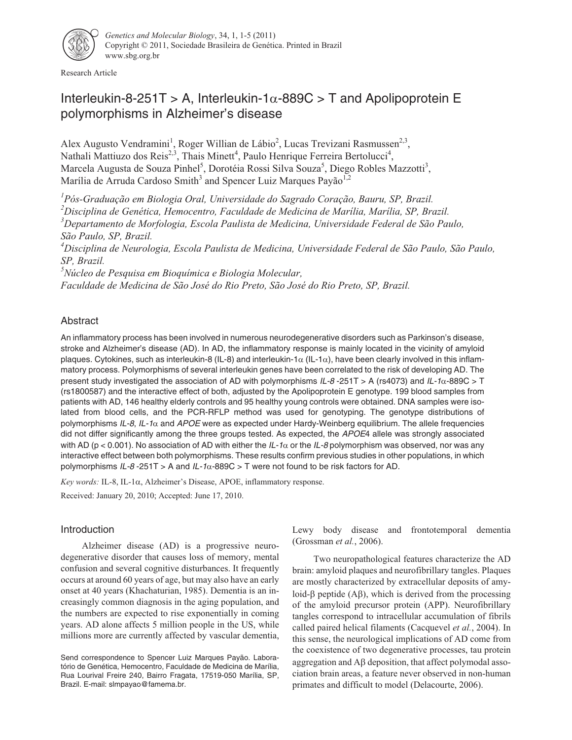Research Article

# Interleukin-8-251T > A, Interleukin-1α-889C > T and Apolipoprotein E polymorphisms in Alzheimer's disease

Alex Augusto Vendramini[1], Roger William de Lábio[2], Lucas Trevizani Rasmussen[2,3], Nathali Mattiuzo dos Reis[2,3], Thais Minett[4], Paulo Henrique Ferreira Bertolucci[4], Marcela Augusta de Souza Pinhel[5], Dorotéia Rossi Silva Souza[5], Diego Robles Mazzotti[3], Marília de Arruda Cardoso Smith[3] and Spencer Luiz Marques Payão[1,2]

[1]*Pós-Graduação em Biologia Oral, Universidade do Sagrado Coração, Bauru, SP, Brazil.*
[2]*Disciplina de Genética, Hemocentro, Faculdade de Medicina de Marília, Marília, SP, Brazil.*
[3]*Departamento de Morfologia, Escola Paulista de Medicina, Universidade Federal de São Paulo, São Paulo, SP, Brazil.*
[4]*Disciplina de Neurologia, Escola Paulista de Medicina, Universidade Federal de São Paulo, São Paulo, SP, Brazil.*
[5]*Núcleo de Pesquisa em Bioquímica e Biologia Molecular, Faculdade de Medicina de São José do Rio Preto, São José do Rio Preto, SP, Brazil.*

## Abstract

An inflammatory process has been involved in numerous neurodegenerative disorders such as Parkinson's disease, stroke and Alzheimer's disease (AD). In AD, the inflammatory response is mainly located in the vicinity of amyloid plaques. Cytokines, such as interleukin-8 (IL-8) and interleukin-1α (IL-1α), have been clearly involved in this inflammatory process. Polymorphisms of several interleukin genes have been correlated to the risk of developing AD. The present study investigated the association of AD with polymorphisms *IL-8* -251T > A (rs4073) and *IL-1α*-889C > T (rs1800587) and the interactive effect of both, adjusted by the Apolipoprotein E genotype. 199 blood samples from patients with AD, 146 healthy elderly controls and 95 healthy young controls were obtained. DNA samples were isolated from blood cells, and the PCR-RFLP method was used for genotyping. The genotype distributions of polymorphisms *IL-8*, *IL-1α* and *APOE* were as expected under Hardy-Weinberg equilibrium. The allele frequencies did not differ significantly among the three groups tested. As expected, the *APOE*4 allele was strongly associated with AD ($p < 0.001$). No association of AD with either the *IL-1α* or the *IL-8* polymorphism was observed, nor was any interactive effect between both polymorphisms. These results confirm previous studies in other populations, in which polymorphisms *IL-8* -251T > A and *IL-1α*-889C > T were not found to be risk factors for AD.

*Key words:* IL-8, IL-1α, Alzheimer's Disease, APOE, inflammatory response.

Received: January 20, 2010; Accepted: June 17, 2010.

## Introduction

Alzheimer disease (AD) is a progressive neurodegenerative disorder that causes loss of memory, mental confusion and several cognitive disturbances. It frequently occurs at around 60 years of age, but may also have an early onset at 40 years (Khachaturian, 1985). Dementia is an increasingly common diagnosis in the aging population, and the numbers are expected to rise exponentially in coming years. AD alone affects 5 million people in the US, while millions more are currently affected by vascular dementia, Lewy body disease and frontotemporal dementia (Grossman *et al.*, 2006).

Two neuropathological features characterize the AD brain: amyloid plaques and neurofibrillary tangles. Plaques are mostly characterized by extracellular deposits of amyloid-β peptide (Aβ), which is derived from the processing of the amyloid precursor protein (APP). Neurofibrillary tangles correspond to intracellular accumulation of fibrils called paired helical filaments (Cacquevel *et al.*, 2004). In this sense, the neurological implications of AD come from the coexistence of two degenerative processes, tau protein aggregation and Aβ deposition, that affect polymodal association brain areas, a feature never observed in non-human primates and difficult to model (Delacourte, 2006).

Send correspondence to Spencer Luiz Marques Payão. Laboratório de Genética, Hemocentro, Faculdade de Medicina de Marília, Rua Lourival Freire 240, Bairro Fragata, 17519-050 Marília, SP, Brazil. E-mail: slmpayao@famema.br.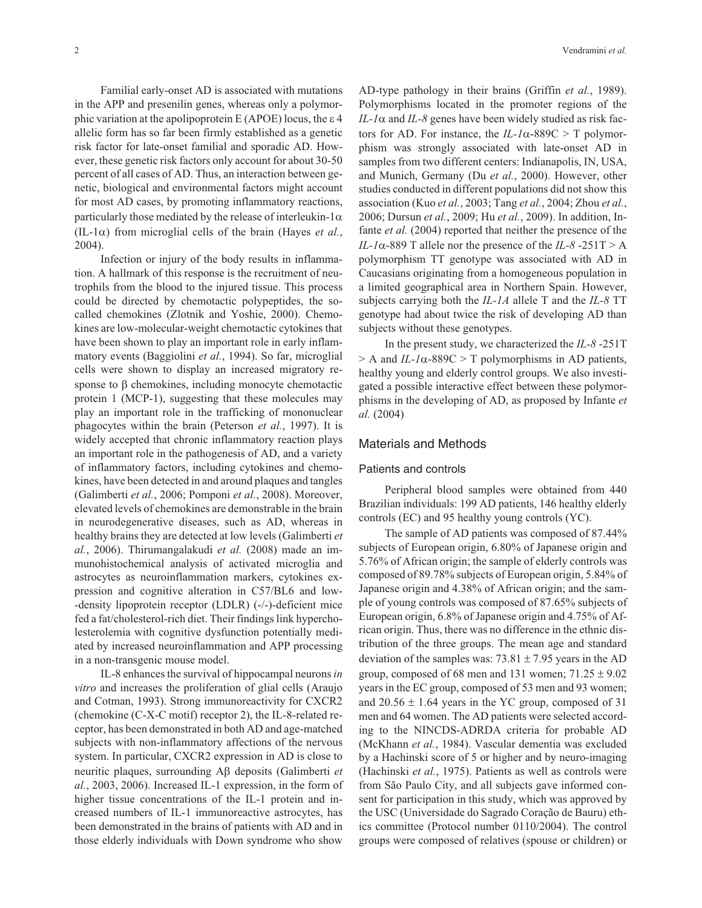Familial early-onset AD is associated with mutations in the APP and presenilin genes, whereas only a polymorphic variation at the apolipoprotein E (APOE) locus, the ε 4 allelic form has so far been firmly established as a genetic risk factor for late-onset familial and sporadic AD. However, these genetic risk factors only account for about 30-50 percent of all cases of AD. Thus, an interaction between genetic, biological and environmental factors might account for most AD cases, by promoting inflammatory reactions, particularly those mediated by the release of interleukin-1α (IL-1α) from microglial cells of the brain (Hayes *et al.*, 2004).

Infection or injury of the body results in inflammation. A hallmark of this response is the recruitment of neutrophils from the blood to the injured tissue. This process could be directed by chemotactic polypeptides, the so-called chemokines (Zlotnik and Yoshie, 2000). Chemokines are low-molecular-weight chemotactic cytokines that have been shown to play an important role in early inflammatory events (Baggiolini *et al.*, 1994). So far, microglial cells were shown to display an increased migratory response to β chemokines, including monocyte chemotactic protein 1 (MCP-1), suggesting that these molecules may play an important role in the trafficking of mononuclear phagocytes within the brain (Peterson *et al.*, 1997). It is widely accepted that chronic inflammatory reaction plays an important role in the pathogenesis of AD, and a variety of inflammatory factors, including cytokines and chemokines, have been detected in and around plaques and tangles (Galimberti *et al.*, 2006; Pomponi *et al.*, 2008). Moreover, elevated levels of chemokines are demonstrable in the brain in neurodegenerative diseases, such as AD, whereas in healthy brains they are detected at low levels (Galimberti *et al.*, 2006). Thirumangalakudi *et al.* (2008) made an immunohistochemical analysis of activated microglia and astrocytes as neuroinflammation markers, cytokines expression and cognitive alteration in C57/BL6 and low--density lipoprotein receptor (LDLR) (-/-)-deficient mice fed a fat/cholesterol-rich diet. Their findings link hypercholesterolemia with cognitive dysfunction potentially mediated by increased neuroinflammation and APP processing in a non-transgenic mouse model.

IL-8 enhances the survival of hippocampal neurons *in vitro* and increases the proliferation of glial cells (Araujo and Cotman, 1993). Strong immunoreactivity for CXCR2 (chemokine (C-X-C motif) receptor 2), the IL-8-related receptor, has been demonstrated in both AD and age-matched subjects with non-inflammatory affections of the nervous system. In particular, CXCR2 expression in AD is close to neuritic plaques, surrounding Aβ deposits (Galimberti *et al.*, 2003, 2006). Increased IL-1 expression, in the form of higher tissue concentrations of the IL-1 protein and increased numbers of IL-1 immunoreactive astrocytes, has been demonstrated in the brains of patients with AD and in those elderly individuals with Down syndrome who show AD-type pathology in their brains (Griffin *et al.*, 1989). Polymorphisms located in the promoter regions of the *IL-1*α and *IL-8* genes have been widely studied as risk factors for AD. For instance, the *IL-1*α-889C > T polymorphism was strongly associated with late-onset AD in samples from two different centers: Indianapolis, IN, USA, and Munich, Germany (Du *et al.*, 2000). However, other studies conducted in different populations did not show this association (Kuo *et al.*, 2003; Tang *et al.*, 2004; Zhou *et al.*, 2006; Dursun *et al.*, 2009; Hu *et al.*, 2009). In addition, Infante *et al.* (2004) reported that neither the presence of the *IL-1*α-889 T allele nor the presence of the *IL-8* -251T > A polymorphism TT genotype was associated with AD in Caucasians originating from a homogeneous population in a limited geographical area in Northern Spain. However, subjects carrying both the *IL-1A* allele T and the *IL-8* TT genotype had about twice the risk of developing AD than subjects without these genotypes.

In the present study, we characterized the *IL-8* -251T > A and *IL-1*α-889C > T polymorphisms in AD patients, healthy young and elderly control groups. We also investigated a possible interactive effect between these polymorphisms in the developing of AD, as proposed by Infante *et al.* (2004)

## Materials and Methods

### Patients and controls

Peripheral blood samples were obtained from 440 Brazilian individuals: 199 AD patients, 146 healthy elderly controls (EC) and 95 healthy young controls (YC).

The sample of AD patients was composed of 87.44% subjects of European origin, 6.80% of Japanese origin and 5.76% of African origin; the sample of elderly controls was composed of 89.78% subjects of European origin, 5.84% of Japanese origin and 4.38% of African origin; and the sample of young controls was composed of 87.65% subjects of European origin, 6.8% of Japanese origin and 4.75% of African origin. Thus, there was no difference in the ethnic distribution of the three groups. The mean age and standard deviation of the samples was: 73.81 ± 7.95 years in the AD group, composed of 68 men and 131 women; 71.25 ± 9.02 years in the EC group, composed of 53 men and 93 women; and 20.56 ± 1.64 years in the YC group, composed of 31 men and 64 women. The AD patients were selected according to the NINCDS-ADRDA criteria for probable AD (McKhann *et al.*, 1984). Vascular dementia was excluded by a Hachinski score of 5 or higher and by neuro-imaging (Hachinski *et al.*, 1975). Patients as well as controls were from São Paulo City, and all subjects gave informed consent for participation in this study, which was approved by the USC (Universidade do Sagrado Coração de Bauru) ethics committee (Protocol number 0110/2004). The control groups were composed of relatives (spouse or children) or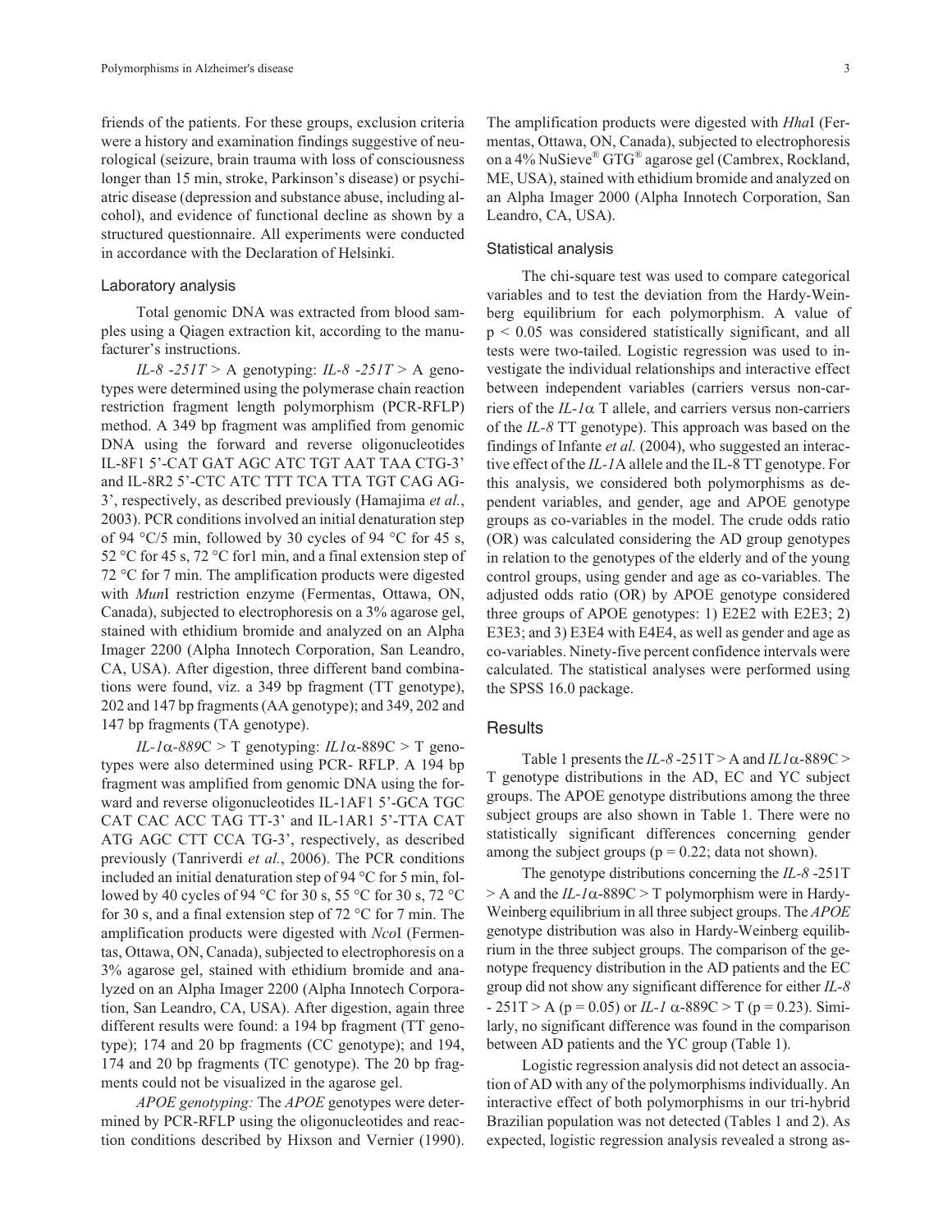friends of the patients. For these groups, exclusion criteria were a history and examination findings suggestive of neurological (seizure, brain trauma with loss of consciousness longer than 15 min, stroke, Parkinson's disease) or psychiatric disease (depression and substance abuse, including alcohol), and evidence of functional decline as shown by a structured questionnaire. All experiments were conducted in accordance with the Declaration of Helsinki.

### Laboratory analysis

Total genomic DNA was extracted from blood samples using a Qiagen extraction kit, according to the manufacturer's instructions.

*IL-8 -251T* > A genotyping: *IL-8 -251T* > A genotypes were determined using the polymerase chain reaction restriction fragment length polymorphism (PCR-RFLP) method. A 349 bp fragment was amplified from genomic DNA using the forward and reverse oligonucleotides IL-8F1 5'-CAT GAT AGC ATC TGT AAT TAA CTG-3' and IL-8R2 5'-CTC ATC TTT TCA TTA TGT CAG AG-3', respectively, as described previously (Hamajima *et al.*, 2003). PCR conditions involved an initial denaturation step of 94 °C/5 min, followed by 30 cycles of 94 °C for 45 s, 52 °C for 45 s, 72 °C for1 min, and a final extension step of 72 °C for 7 min. The amplification products were digested with *Mun*I restriction enzyme (Fermentas, Ottawa, ON, Canada), subjected to electrophoresis on a 3% agarose gel, stained with ethidium bromide and analyzed on an Alpha Imager 2200 (Alpha Innotech Corporation, San Leandro, CA, USA). After digestion, three different band combinations were found, viz. a 349 bp fragment (TT genotype), 202 and 147 bp fragments (AA genotype); and 349, 202 and 147 bp fragments (TA genotype).

*IL-1α-889*C > T genotyping: *IL1α*-889C > T genotypes were also determined using PCR- RFLP. A 194 bp fragment was amplified from genomic DNA using the forward and reverse oligonucleotides IL-1AF1 5'-GCA TGC CAT CAC ACC TAG TT-3' and IL-1AR1 5'-TTA CAT ATG AGC CTT CCA TG-3', respectively, as described previously (Tanriverdi *et al.*, 2006). The PCR conditions included an initial denaturation step of 94 °C for 5 min, followed by 40 cycles of 94 °C for 30 s, 55 °C for 30 s, 72 °C for 30 s, and a final extension step of 72 °C for 7 min. The amplification products were digested with *Nco*I (Fermentas, Ottawa, ON, Canada), subjected to electrophoresis on a 3% agarose gel, stained with ethidium bromide and analyzed on an Alpha Imager 2200 (Alpha Innotech Corporation, San Leandro, CA, USA). After digestion, again three different results were found: a 194 bp fragment (TT genotype); 174 and 20 bp fragments (CC genotype); and 194, 174 and 20 bp fragments (TC genotype). The 20 bp fragments could not be visualized in the agarose gel.

*APOE genotyping:* The *APOE* genotypes were determined by PCR-RFLP using the oligonucleotides and reaction conditions described by Hixson and Vernier (1990). The amplification products were digested with *Hha*I (Fermentas, Ottawa, ON, Canada), subjected to electrophoresis on a 4% NuSieve® GTG® agarose gel (Cambrex, Rockland, ME, USA), stained with ethidium bromide and analyzed on an Alpha Imager 2000 (Alpha Innotech Corporation, San Leandro, CA, USA).

### Statistical analysis

The chi-square test was used to compare categorical variables and to test the deviation from the Hardy-Weinberg equilibrium for each polymorphism. A value of $p < 0.05$ was considered statistically significant, and all tests were two-tailed. Logistic regression was used to investigate the individual relationships and interactive effect between independent variables (carriers versus non-carriers of the *IL-1α* T allele, and carriers versus non-carriers of the *IL-8* TT genotype). This approach was based on the findings of Infante *et al.* (2004), who suggested an interactive effect of the *IL-1*A allele and the IL-8 TT genotype. For this analysis, we considered both polymorphisms as dependent variables, and gender, age and APOE genotype groups as co-variables in the model. The crude odds ratio (OR) was calculated considering the AD group genotypes in relation to the genotypes of the elderly and of the young control groups, using gender and age as co-variables. The adjusted odds ratio (OR) by APOE genotype considered three groups of APOE genotypes: 1) E2E2 with E2E3; 2) E3E3; and 3) E3E4 with E4E4, as well as gender and age as co-variables. Ninety-five percent confidence intervals were calculated. The statistical analyses were performed using the SPSS 16.0 package.

## Results

Table 1 presents the *IL-8* -251T > A and *IL1α*-889C > T genotype distributions in the AD, EC and YC subject groups. The APOE genotype distributions among the three subject groups are also shown in Table 1. There were no statistically significant differences concerning gender among the subject groups ($p = 0.22$; data not shown).

The genotype distributions concerning the *IL-8* -251T > A and the *IL-1α*-889C > T polymorphism were in Hardy-Weinberg equilibrium in all three subject groups. The *APOE* genotype distribution was also in Hardy-Weinberg equilibrium in the three subject groups. The comparison of the genotype frequency distribution in the AD patients and the EC group did not show any significant difference for either *IL-8* - 251T > A ($p = 0.05$) or *IL-1 α*-889C > T ($p = 0.23$). Similarly, no significant difference was found in the comparison between AD patients and the YC group (Table 1).

Logistic regression analysis did not detect an association of AD with any of the polymorphisms individually. An interactive effect of both polymorphisms in our tri-hybrid Brazilian population was not detected (Tables 1 and 2). As expected, logistic regression analysis revealed a strong as-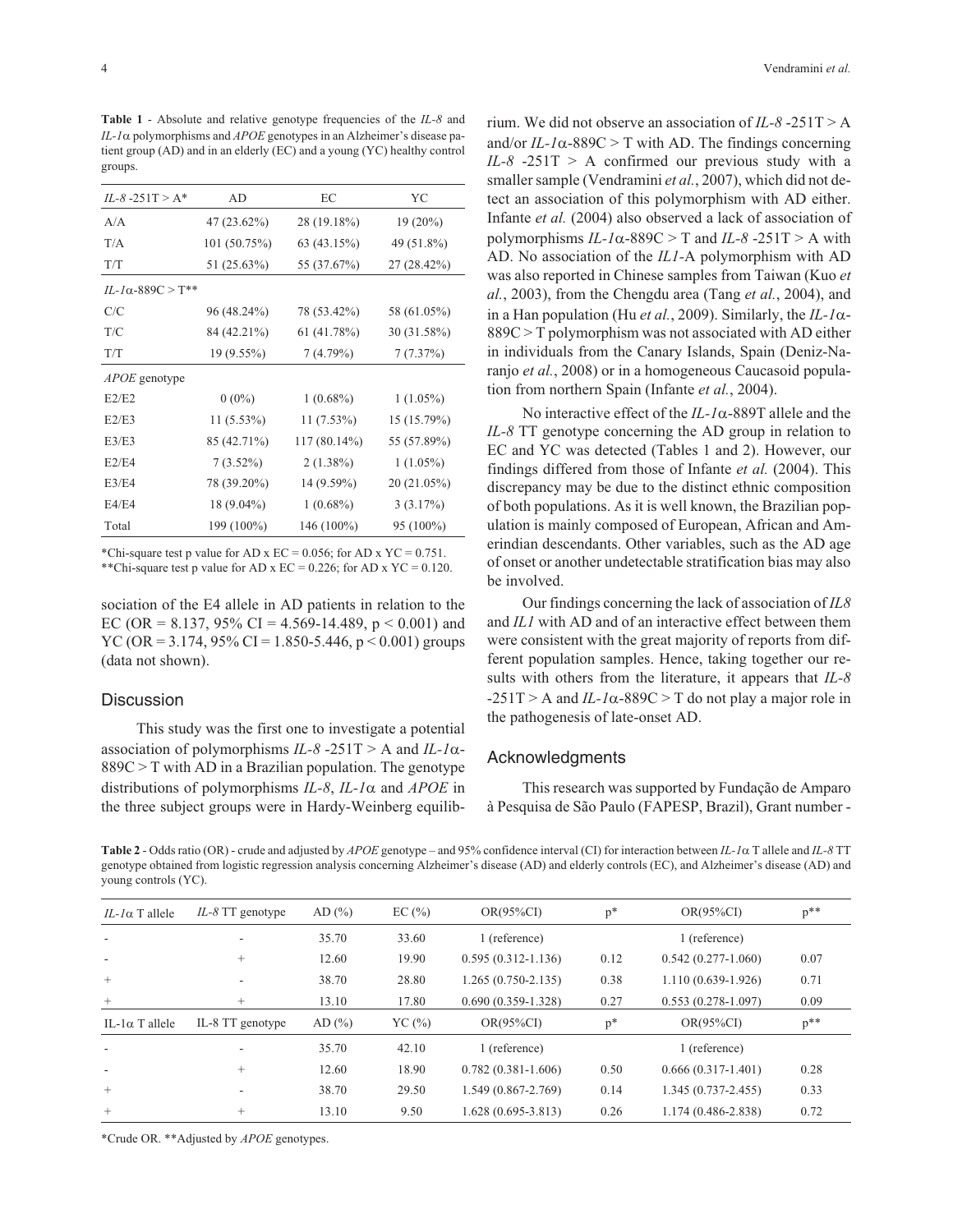**Table 1** - Absolute and relative genotype frequencies of the *IL-8* and *IL-1α* polymorphisms and *APOE* genotypes in an Alzheimer's disease patient group (AD) and in an elderly (EC) and a young (YC) healthy control groups.

| *IL-8* -251T > A* | AD | EC | YC |
|---|---|---|---|
| A/A | 47 (23.62%) | 28 (19.18%) | 19 (20%) |
| T/A | 101 (50.75%) | 63 (43.15%) | 49 (51.8%) |
| T/T | 51 (25.63%) | 55 (37.67%) | 27 (28.42%) |
| *IL-1α*-889C > T** | | | |
| C/C | 96 (48.24%) | 78 (53.42%) | 58 (61.05%) |
| T/C | 84 (42.21%) | 61 (41.78%) | 30 (31.58%) |
| T/T | 19 (9.55%) | 7 (4.79%) | 7 (7.37%) |
| *APOE* genotype | | | |
| E2/E2 | 0 (0%) | 1 (0.68%) | 1 (1.05%) |
| E2/E3 | 11 (5.53%) | 11 (7.53%) | 15 (15.79%) |
| E3/E3 | 85 (42.71%) | 117 (80.14%) | 55 (57.89%) |
| E2/E4 | 7 (3.52%) | 2 (1.38%) | 1 (1.05%) |
| E3/E4 | 78 (39.20%) | 14 (9.59%) | 20 (21.05%) |
| E4/E4 | 18 (9.04%) | 1 (0.68%) | 3 (3.17%) |
| Total | 199 (100%) | 146 (100%) | 95 (100%) |

*Chi-square test p value for AD x EC = 0.056; for AD x YC = 0.751.
**Chi-square test p value for AD x EC = 0.226; for AD x YC = 0.120.

sociation of the E4 allele in AD patients in relation to the EC (OR = 8.137, 95% CI = 4.569-14.489, $p < 0.001$) and YC (OR = 3.174, 95% CI = 1.850-5.446, $p < 0.001$) groups (data not shown).

## Discussion

This study was the first one to investigate a potential association of polymorphisms *IL-8* -251T > A and *IL-1α*-889C > T with AD in a Brazilian population. The genotype distributions of polymorphisms *IL-8*, *IL-1α* and *APOE* in the three subject groups were in Hardy-Weinberg equilibrium. We did not observe an association of *IL-8* -251T > A and/or *IL-1α*-889C > T with AD. The findings concerning *IL-8* -251T > A confirmed our previous study with a smaller sample (Vendramini *et al.*, 2007), which did not detect an association of this polymorphism with AD either. Infante *et al.* (2004) also observed a lack of association of polymorphisms *IL-1α*-889C > T and *IL-8* -251T > A with AD. No association of the *IL1*-A polymorphism with AD was also reported in Chinese samples from Taiwan (Kuo *et al.*, 2003), from the Chengdu area (Tang *et al.*, 2004), and in a Han population (Hu *et al.*, 2009). Similarly, the *IL-1α*-889C > T polymorphism was not associated with AD either in individuals from the Canary Islands, Spain (Deniz-Naranjo *et al.*, 2008) or in a homogeneous Caucasoid population from northern Spain (Infante *et al.*, 2004).

No interactive effect of the *IL-1α*-889T allele and the *IL-8* TT genotype concerning the AD group in relation to EC and YC was detected (Tables 1 and 2). However, our findings differed from those of Infante *et al.* (2004). This discrepancy may be due to the distinct ethnic composition of both populations. As it is well known, the Brazilian population is mainly composed of European, African and Amerindian descendants. Other variables, such as the AD age of onset or another undetectable stratification bias may also be involved.

Our findings concerning the lack of association of *IL8* and *IL1* with AD and of an interactive effect between them were consistent with the great majority of reports from different population samples. Hence, taking together our results with others from the literature, it appears that *IL-8* -251T > A and *IL-1α*-889C > T do not play a major role in the pathogenesis of late-onset AD.

## Acknowledgments

This research was supported by Fundação de Amparo à Pesquisa de São Paulo (FAPESP, Brazil), Grant number -

**Table 2** - Odds ratio (OR) - crude and adjusted by *APOE* genotype – and 95% confidence interval (CI) for interaction between *IL-1α* T allele and *IL-8* TT genotype obtained from logistic regression analysis concerning Alzheimer's disease (AD) and elderly controls (EC), and Alzheimer's disease (AD) and young controls (YC).

| *IL-1α* T allele | *IL-8* TT genotype | AD (%) | EC (%) | OR(95%CI) | p* | OR(95%CI) | p** |
|---|---|---|---|---|---|---|---|
| - | - | 35.70 | 33.60 | 1 (reference) | | 1 (reference) | |
| - | + | 12.60 | 19.90 | 0.595 (0.312-1.136) | 0.12 | 0.542 (0.277-1.060) | 0.07 |
| + | - | 38.70 | 28.80 | 1.265 (0.750-2.135) | 0.38 | 1.110 (0.639-1.926) | 0.71 |
| + | + | 13.10 | 17.80 | 0.690 (0.359-1.328) | 0.27 | 0.553 (0.278-1.097) | 0.09 |
| IL-1α T allele | IL-8 TT genotype | AD (%) | YC (%) | OR(95%CI) | p* | OR(95%CI) | p** |
| - | - | 35.70 | 42.10 | 1 (reference) | | 1 (reference) | |
| - | + | 12.60 | 18.90 | 0.782 (0.381-1.606) | 0.50 | 0.666 (0.317-1.401) | 0.28 |
| + | - | 38.70 | 29.50 | 1.549 (0.867-2.769) | 0.14 | 1.345 (0.737-2.455) | 0.33 |
| + | + | 13.10 | 9.50 | 1.628 (0.695-3.813) | 0.26 | 1.174 (0.486-2.838) | 0.72 |

*Crude OR. **Adjusted by *APOE* genotypes.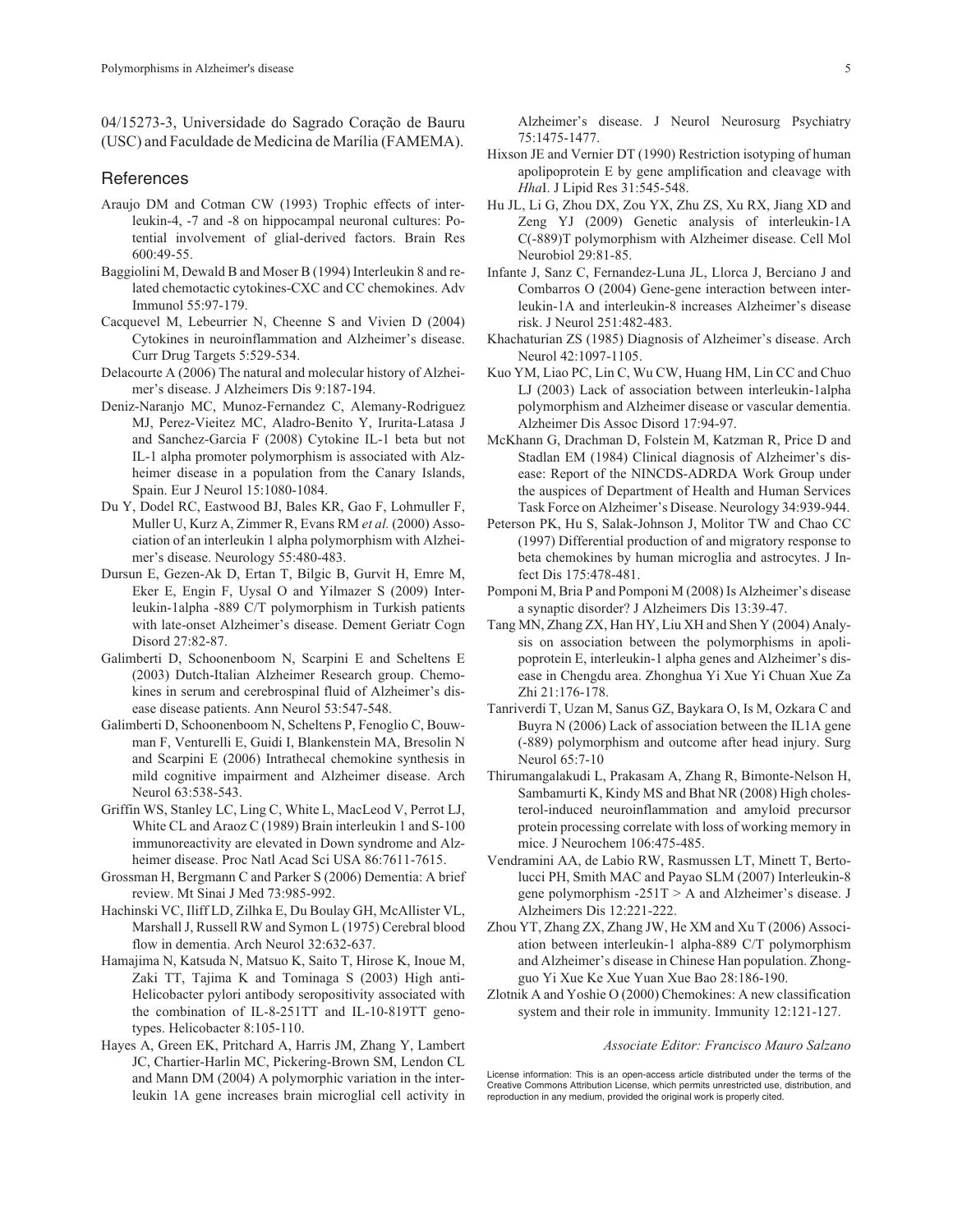04/15273-3, Universidade do Sagrado Coração de Bauru (USC) and Faculdade de Medicina de Marília (FAMEMA).

## References

Araujo DM and Cotman CW (1993) Trophic effects of interleukin-4, -7 and -8 on hippocampal neuronal cultures: Potential involvement of glial-derived factors. Brain Res 600:49-55.

Baggiolini M, Dewald B and Moser B (1994) Interleukin 8 and related chemotactic cytokines-CXC and CC chemokines. Adv Immunol 55:97-179.

Cacquevel M, Lebeurrier N, Cheenne S and Vivien D (2004) Cytokines in neuroinflammation and Alzheimer's disease. Curr Drug Targets 5:529-534.

Delacourte A (2006) The natural and molecular history of Alzheimer's disease. J Alzheimers Dis 9:187-194.

Deniz-Naranjo MC, Munoz-Fernandez C, Alemany-Rodriguez MJ, Perez-Vieitez MC, Aladro-Benito Y, Irurita-Latasa J and Sanchez-Garcia F (2008) Cytokine IL-1 beta but not IL-1 alpha promoter polymorphism is associated with Alzheimer disease in a population from the Canary Islands, Spain. Eur J Neurol 15:1080-1084.

Du Y, Dodel RC, Eastwood BJ, Bales KR, Gao F, Lohmuller F, Muller U, Kurz A, Zimmer R, Evans RM *et al.* (2000) Association of an interleukin 1 alpha polymorphism with Alzheimer's disease. Neurology 55:480-483.

Dursun E, Gezen-Ak D, Ertan T, Bilgic B, Gurvit H, Emre M, Eker E, Engin F, Uysal O and Yilmazer S (2009) Interleukin-1alpha -889 C/T polymorphism in Turkish patients with late-onset Alzheimer's disease. Dement Geriatr Cogn Disord 27:82-87.

Galimberti D, Schoonenboom N, Scarpini E and Scheltens E (2003) Dutch-Italian Alzheimer Research group. Chemokines in serum and cerebrospinal fluid of Alzheimer's disease disease patients. Ann Neurol 53:547-548.

Galimberti D, Schoonenboom N, Scheltens P, Fenoglio C, Bouwman F, Venturelli E, Guidi I, Blankenstein MA, Bresolin N and Scarpini E (2006) Intrathecal chemokine synthesis in mild cognitive impairment and Alzheimer disease. Arch Neurol 63:538-543.

Griffin WS, Stanley LC, Ling C, White L, MacLeod V, Perrot LJ, White CL and Araoz C (1989) Brain interleukin 1 and S-100 immunoreactivity are elevated in Down syndrome and Alzheimer disease. Proc Natl Acad Sci USA 86:7611-7615.

Grossman H, Bergmann C and Parker S (2006) Dementia: A brief review. Mt Sinai J Med 73:985-992.

Hachinski VC, Iliff LD, Zilhka E, Du Boulay GH, McAllister VL, Marshall J, Russell RW and Symon L (1975) Cerebral blood flow in dementia. Arch Neurol 32:632-637.

Hamajima N, Katsuda N, Matsuo K, Saito T, Hirose K, Inoue M, Zaki TT, Tajima K and Tominaga S (2003) High anti-Helicobacter pylori antibody seropositivity associated with the combination of IL-8-251TT and IL-10-819TT genotypes. Helicobacter 8:105-110.

Hayes A, Green EK, Pritchard A, Harris JM, Zhang Y, Lambert JC, Chartier-Harlin MC, Pickering-Brown SM, Lendon CL and Mann DM (2004) A polymorphic variation in the interleukin 1A gene increases brain microglial cell activity in Alzheimer's disease. J Neurol Neurosurg Psychiatry 75:1475-1477.

Hixson JE and Vernier DT (1990) Restriction isotyping of human apolipoprotein E by gene amplification and cleavage with *Hha*I. J Lipid Res 31:545-548.

Hu JL, Li G, Zhou DX, Zou YX, Zhu ZS, Xu RX, Jiang XD and Zeng YJ (2009) Genetic analysis of interleukin-1A C(-889)T polymorphism with Alzheimer disease. Cell Mol Neurobiol 29:81-85.

Infante J, Sanz C, Fernandez-Luna JL, Llorca J, Berciano J and Combarros O (2004) Gene-gene interaction between interleukin-1A and interleukin-8 increases Alzheimer's disease risk. J Neurol 251:482-483.

Khachaturian ZS (1985) Diagnosis of Alzheimer's disease. Arch Neurol 42:1097-1105.

Kuo YM, Liao PC, Lin C, Wu CW, Huang HM, Lin CC and Chuo LJ (2003) Lack of association between interleukin-1alpha polymorphism and Alzheimer disease or vascular dementia. Alzheimer Dis Assoc Disord 17:94-97.

McKhann G, Drachman D, Folstein M, Katzman R, Price D and Stadlan EM (1984) Clinical diagnosis of Alzheimer's disease: Report of the NINCDS-ADRDA Work Group under the auspices of Department of Health and Human Services Task Force on Alzheimer's Disease. Neurology 34:939-944.

Peterson PK, Hu S, Salak-Johnson J, Molitor TW and Chao CC (1997) Differential production of and migratory response to beta chemokines by human microglia and astrocytes. J Infect Dis 175:478-481.

Pomponi M, Bria P and Pomponi M (2008) Is Alzheimer's disease a synaptic disorder? J Alzheimers Dis 13:39-47.

Tang MN, Zhang ZX, Han HY, Liu XH and Shen Y (2004) Analysis on association between the polymorphisms in apolipoprotein E, interleukin-1 alpha genes and Alzheimer's disease in Chengdu area. Zhonghua Yi Xue Yi Chuan Xue Za Zhi 21:176-178.

Tanriverdi T, Uzan M, Sanus GZ, Baykara O, Is M, Ozkara C and Buyra N (2006) Lack of association between the IL1A gene (-889) polymorphism and outcome after head injury. Surg Neurol 65:7-10

Thirumangalakudi L, Prakasam A, Zhang R, Bimonte-Nelson H, Sambamurti K, Kindy MS and Bhat NR (2008) High cholesterol-induced neuroinflammation and amyloid precursor protein processing correlate with loss of working memory in mice. J Neurochem 106:475-485.

Vendramini AA, de Labio RW, Rasmussen LT, Minett T, Bertolucci PH, Smith MAC and Payao SLM (2007) Interleukin-8 gene polymorphism -251T > A and Alzheimer's disease. J Alzheimers Dis 12:221-222.

Zhou YT, Zhang ZX, Zhang JW, He XM and Xu T (2006) Association between interleukin-1 alpha-889 C/T polymorphism and Alzheimer's disease in Chinese Han population. Zhongguo Yi Xue Ke Xue Yuan Xue Bao 28:186-190.

Zlotnik A and Yoshie O (2000) Chemokines: A new classification system and their role in immunity. Immunity 12:121-127.

*Associate Editor: Francisco Mauro Salzano*

License information: This is an open-access article distributed under the terms of the Creative Commons Attribution License, which permits unrestricted use, distribution, and reproduction in any medium, provided the original work is properly cited.